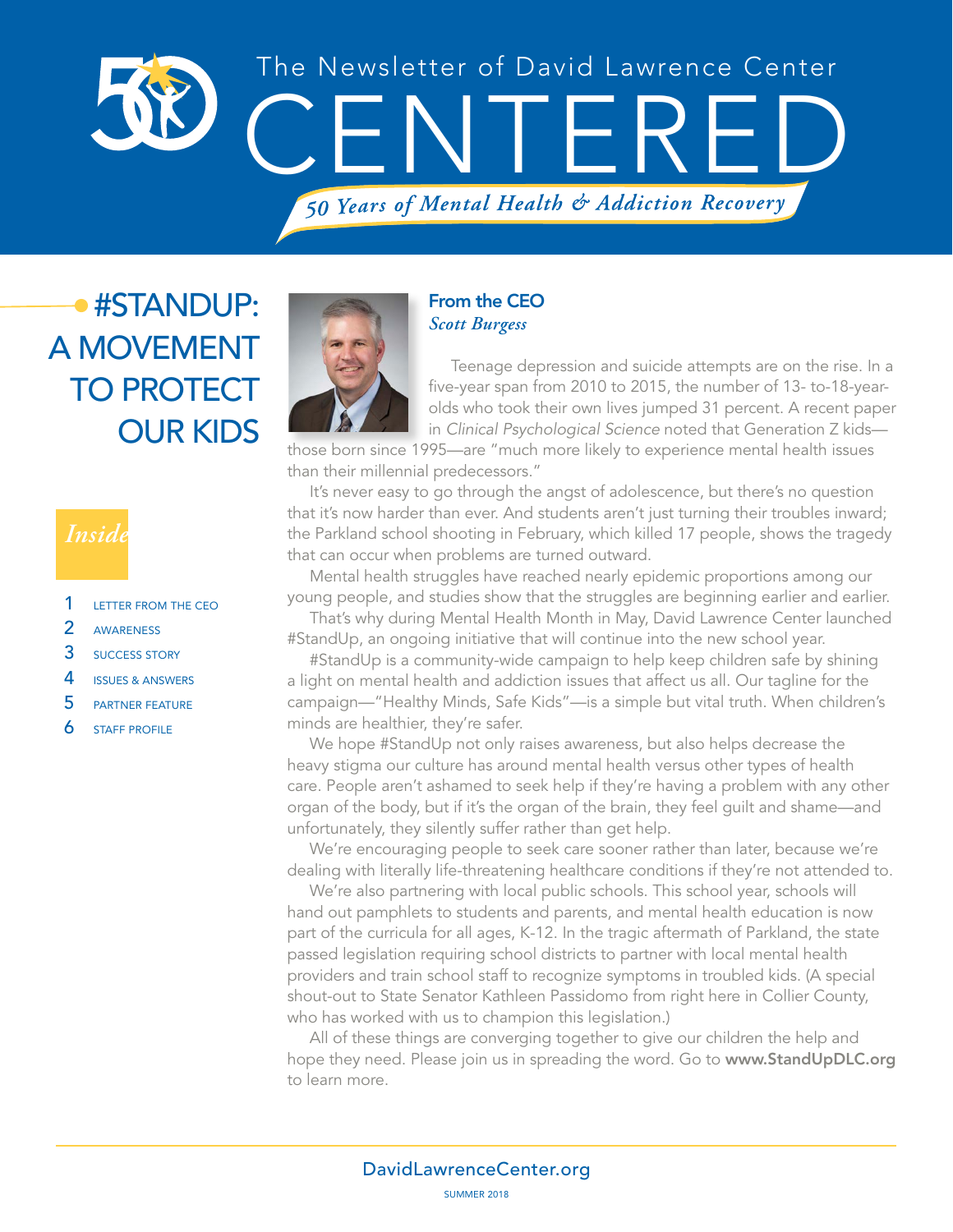The Newsletter of David Lawrence Center

# CENTERED

*50 Years of Mental Health & Addiction Recovery*

## #STANDUP: A MOVEMENT TO PROTECT OUR KIDS

*Inside*

1 LETTER FROM THE CEO
2 AWARENESS
3 SUCCESS STORY
4 ISSUES & ANSWERS
5 PARTNER FEATURE
6 STAFF PROFILE

### From the CEO
*Scott Burgess*

Teenage depression and suicide attempts are on the rise. In a five-year span from 2010 to 2015, the number of 13- to-18-year-olds who took their own lives jumped 31 percent. A recent paper in *Clinical Psychological Science* noted that Generation Z kids—those born since 1995—are "much more likely to experience mental health issues than their millennial predecessors."

It's never easy to go through the angst of adolescence, but there's no question that it's now harder than ever. And students aren't just turning their troubles inward; the Parkland school shooting in February, which killed 17 people, shows the tragedy that can occur when problems are turned outward.

Mental health struggles have reached nearly epidemic proportions among our young people, and studies show that the struggles are beginning earlier and earlier.

That's why during Mental Health Month in May, David Lawrence Center launched #StandUp, an ongoing initiative that will continue into the new school year.

#StandUp is a community-wide campaign to help keep children safe by shining a light on mental health and addiction issues that affect us all. Our tagline for the campaign—"Healthy Minds, Safe Kids"—is a simple but vital truth. When children's minds are healthier, they're safer.

We hope #StandUp not only raises awareness, but also helps decrease the heavy stigma our culture has around mental health versus other types of health care. People aren't ashamed to seek help if they're having a problem with any other organ of the body, but if it's the organ of the brain, they feel guilt and shame—and unfortunately, they silently suffer rather than get help.

We're encouraging people to seek care sooner rather than later, because we're dealing with literally life-threatening healthcare conditions if they're not attended to.

We're also partnering with local public schools. This school year, schools will hand out pamphlets to students and parents, and mental health education is now part of the curricula for all ages, K-12. In the tragic aftermath of Parkland, the state passed legislation requiring school districts to partner with local mental health providers and train school staff to recognize symptoms in troubled kids. (A special shout-out to State Senator Kathleen Passidomo from right here in Collier County, who has worked with us to champion this legislation.)

All of these things are converging together to give our children the help and hope they need. Please join us in spreading the word. Go to **www.StandUpDLC.org** to learn more.

DavidLawrenceCenter.org

SUMMER 2018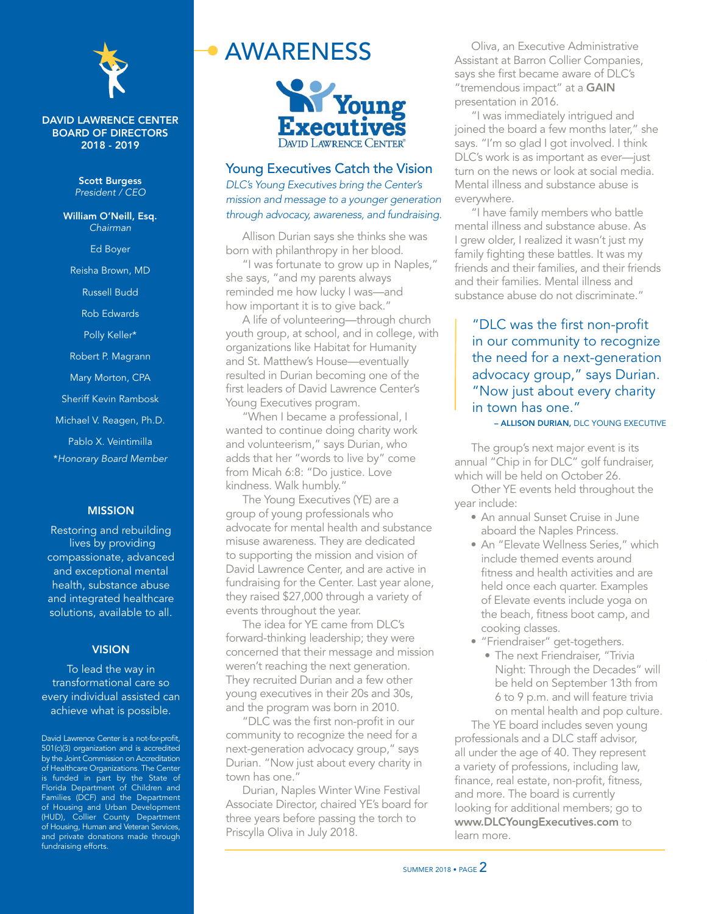**DAVID LAWRENCE CENTER BOARD OF DIRECTORS 2018 - 2019**

**Scott Burgess**
*President / CEO*

**William O'Neill, Esq.**
*Chairman*

Ed Boyer

Reisha Brown, MD

Russell Budd

Rob Edwards

Polly Keller*

Robert P. Magrann

Mary Morton, CPA

Sheriff Kevin Rambosk

Michael V. Reagen, Ph.D.

Pablo X. Veintimilla

**Honorary Board Member*

**MISSION**

Restoring and rebuilding lives by providing compassionate, advanced and exceptional mental health, substance abuse and integrated healthcare solutions, available to all.

**VISION**

To lead the way in transformational care so every individual assisted can achieve what is possible.

David Lawrence Center is a not-for-profit, 501(c)(3) organization and is accredited by the Joint Commission on Accreditation of Healthcare Organizations. The Center is funded in part by the State of Florida Department of Children and Families (DCF) and the Department of Housing and Urban Development (HUD), Collier County Department of Housing, Human and Veteran Services, and private donations made through fundraising efforts.

# AWARENESS

Young Executives
DAVID LAWRENCE CENTER®

## Young Executives Catch the Vision

*DLC's Young Executives bring the Center's mission and message to a younger generation through advocacy, awareness, and fundraising.*

Allison Durian says she thinks she was born with philanthropy in her blood.

"I was fortunate to grow up in Naples," she says, "and my parents always reminded me how lucky I was—and how important it is to give back."

A life of volunteering—through church youth group, at school, and in college, with organizations like Habitat for Humanity and St. Matthew's House—eventually resulted in Durian becoming one of the first leaders of David Lawrence Center's Young Executives program.

"When I became a professional, I wanted to continue doing charity work and volunteerism," says Durian, who adds that her "words to live by" come from Micah 6:8: "Do justice. Love kindness. Walk humbly."

The Young Executives (YE) are a group of young professionals who advocate for mental health and substance misuse awareness. They are dedicated to supporting the mission and vision of David Lawrence Center, and are active in fundraising for the Center. Last year alone, they raised $27,000 through a variety of events throughout the year.

The idea for YE came from DLC's forward-thinking leadership; they were concerned that their message and mission weren't reaching the next generation. They recruited Durian and a few other young executives in their 20s and 30s, and the program was born in 2010.

"DLC was the first non-profit in our community to recognize the need for a next-generation advocacy group," says Durian. "Now just about every charity in town has one."

Durian, Naples Winter Wine Festival Associate Director, chaired YE's board for three years before passing the torch to Priscylla Oliva in July 2018.

Oliva, an Executive Administrative Assistant at Barron Collier Companies, says she first became aware of DLC's "tremendous impact" at a **GAIN** presentation in 2016.

"I was immediately intrigued and joined the board a few months later," she says. "I'm so glad I got involved. I think DLC's work is as important as ever—just turn on the news or look at social media. Mental illness and substance abuse is everywhere.

"I have family members who battle mental illness and substance abuse. As I grew older, I realized it wasn't just my family fighting these battles. It was my friends and their families, and their friends and their families. Mental illness and substance abuse do not discriminate."

> "DLC was the first non-profit in our community to recognize the need for a next-generation advocacy group," says Durian. "Now just about every charity in town has one."
>
> – **ALLISON DURIAN,** DLC YOUNG EXECUTIVE

The group's next major event is its annual "Chip in for DLC" golf fundraiser, which will be held on October 26.

Other YE events held throughout the year include:

- An annual Sunset Cruise in June aboard the Naples Princess.
- An "Elevate Wellness Series," which include themed events around fitness and health activities and are held once each quarter. Examples of Elevate events include yoga on the beach, fitness boot camp, and cooking classes.
- "Friendraiser" get-togethers.
  - The next Friendraiser, "Trivia Night: Through the Decades" will be held on September 13th from 6 to 9 p.m. and will feature trivia on mental health and pop culture.

The YE board includes seven young professionals and a DLC staff advisor, all under the age of 40. They represent a variety of professions, including law, finance, real estate, non-profit, fitness, and more. The board is currently looking for additional members; go to **www.DLCYoungExecutives.com** to learn more.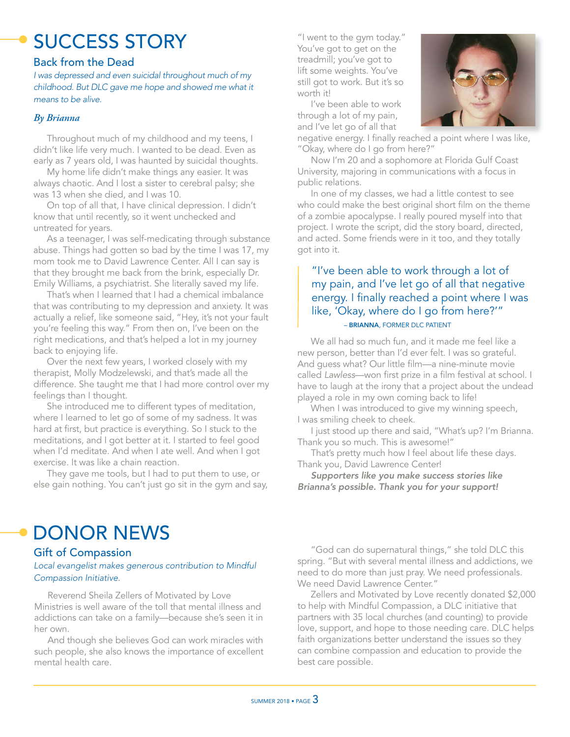# SUCCESS STORY

## Back from the Dead

*I was depressed and even suicidal throughout much of my childhood. But DLC gave me hope and showed me what it means to be alive.*

***By Brianna***

Throughout much of my childhood and my teens, I didn't like life very much. I wanted to be dead. Even as early as 7 years old, I was haunted by suicidal thoughts.

My home life didn't make things any easier. It was always chaotic. And I lost a sister to cerebral palsy; she was 13 when she died, and I was 10.

On top of all that, I have clinical depression. I didn't know that until recently, so it went unchecked and untreated for years.

As a teenager, I was self-medicating through substance abuse. Things had gotten so bad by the time I was 17, my mom took me to David Lawrence Center. All I can say is that they brought me back from the brink, especially Dr. Emily Williams, a psychiatrist. She literally saved my life.

That's when I learned that I had a chemical imbalance that was contributing to my depression and anxiety. It was actually a relief, like someone said, "Hey, it's not your fault you're feeling this way." From then on, I've been on the right medications, and that's helped a lot in my journey back to enjoying life.

Over the next few years, I worked closely with my therapist, Molly Modzelewski, and that's made all the difference. She taught me that I had more control over my feelings than I thought.

She introduced me to different types of meditation, where I learned to let go of some of my sadness. It was hard at first, but practice is everything. So I stuck to the meditations, and I got better at it. I started to feel good when I'd meditate. And when I ate well. And when I got exercise. It was like a chain reaction.

They gave me tools, but I had to put them to use, or else gain nothing. You can't just go sit in the gym and say, "I went to the gym today." You've got to get on the treadmill; you've got to lift some weights. You've still got to work. But it's so worth it!

I've been able to work through a lot of my pain, and I've let go of all that negative energy. I finally reached a point where I was like, "Okay, where do I go from here?"

Now I'm 20 and a sophomore at Florida Gulf Coast University, majoring in communications with a focus in public relations.

In one of my classes, we had a little contest to see who could make the best original short film on the theme of a zombie apocalypse. I really poured myself into that project. I wrote the script, did the story board, directed, and acted. Some friends were in it too, and they totally got into it.

> "I've been able to work through a lot of my pain, and I've let go of all that negative energy. I finally reached a point where I was like, 'Okay, where do I go from here?'"
>
> – **BRIANNA**, FORMER DLC PATIENT

We all had so much fun, and it made me feel like a new person, better than I'd ever felt. I was so grateful. And guess what? Our little film—a nine-minute movie called *Lawless*—won first prize in a film festival at school. I have to laugh at the irony that a project about the undead played a role in my own coming back to life!

When I was introduced to give my winning speech, I was smiling cheek to cheek.

I just stood up there and said, "What's up? I'm Brianna. Thank you so much. This is awesome!"

That's pretty much how I feel about life these days. Thank you, David Lawrence Center!

***Supporters like you make success stories like Brianna's possible. Thank you for your support!***

# DONOR NEWS

## Gift of Compassion

*Local evangelist makes generous contribution to Mindful Compassion Initiative.*

Reverend Sheila Zellers of Motivated by Love Ministries is well aware of the toll that mental illness and addictions can take on a family—because she's seen it in her own.

And though she believes God can work miracles with such people, she also knows the importance of excellent mental health care.

"God can do supernatural things," she told DLC this spring. "But with several mental illness and addictions, we need to do more than just pray. We need professionals. We need David Lawrence Center."

Zellers and Motivated by Love recently donated $2,000 to help with Mindful Compassion, a DLC initiative that partners with 35 local churches (and counting) to provide love, support, and hope to those needing care. DLC helps faith organizations better understand the issues so they can combine compassion and education to provide the best care possible.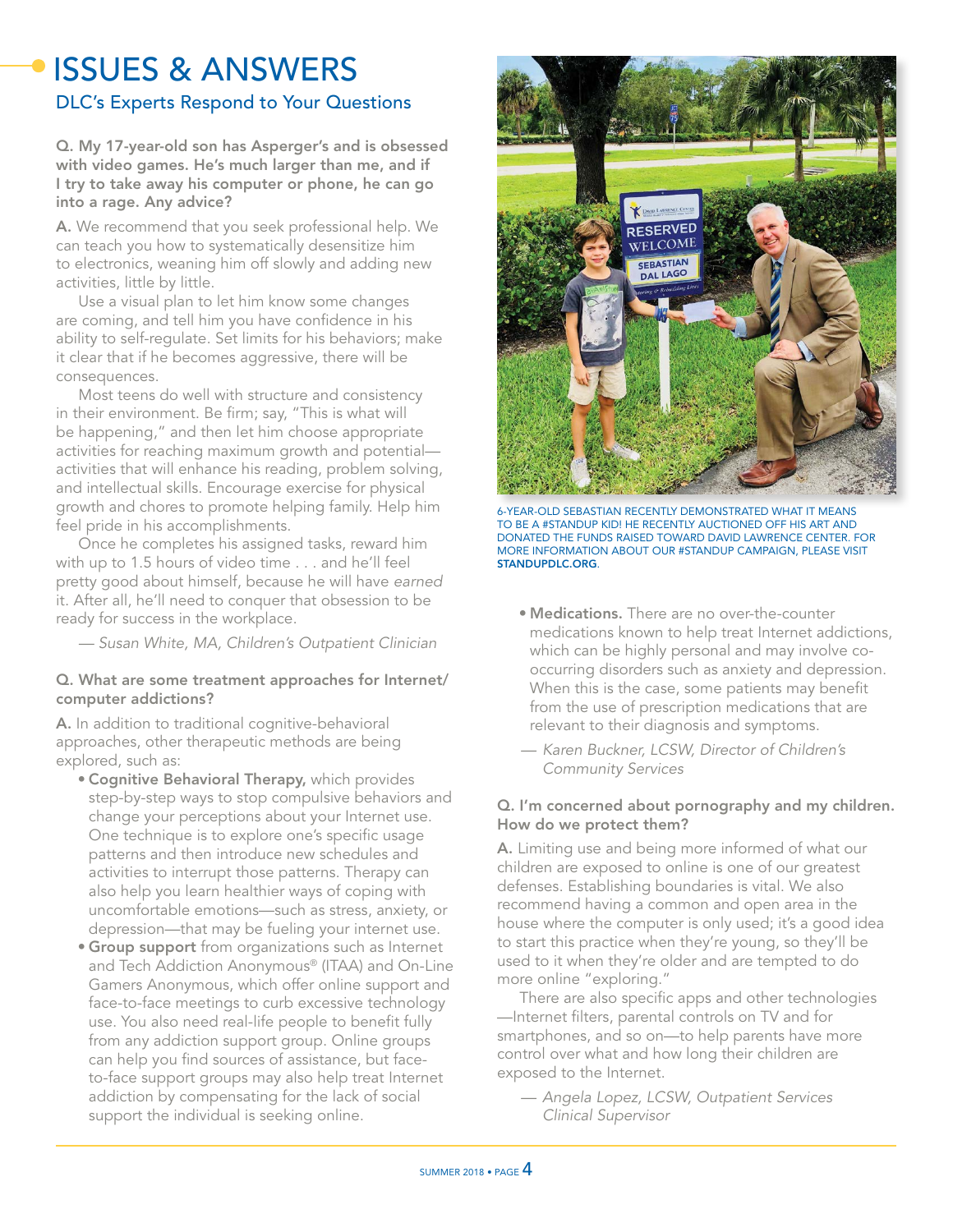# ISSUES & ANSWERS

## DLC's Experts Respond to Your Questions

**Q. My 17-year-old son has Asperger's and is obsessed with video games. He's much larger than me, and if I try to take away his computer or phone, he can go into a rage. Any advice?**

**A.** We recommend that you seek professional help. We can teach you how to systematically desensitize him to electronics, weaning him off slowly and adding new activities, little by little.

Use a visual plan to let him know some changes are coming, and tell him you have confidence in his ability to self-regulate. Set limits for his behaviors; make it clear that if he becomes aggressive, there will be consequences.

Most teens do well with structure and consistency in their environment. Be firm; say, "This is what will be happening," and then let him choose appropriate activities for reaching maximum growth and potential—activities that will enhance his reading, problem solving, and intellectual skills. Encourage exercise for physical growth and chores to promote helping family. Help him feel pride in his accomplishments.

Once he completes his assigned tasks, reward him with up to 1.5 hours of video time . . . and he'll feel pretty good about himself, because he will have *earned* it. After all, he'll need to conquer that obsession to be ready for success in the workplace.

— *Susan White, MA, Children's Outpatient Clinician*

**Q. What are some treatment approaches for Internet/computer addictions?**

**A.** In addition to traditional cognitive-behavioral approaches, other therapeutic methods are being explored, such as:

- **Cognitive Behavioral Therapy,** which provides step-by-step ways to stop compulsive behaviors and change your perceptions about your Internet use. One technique is to explore one's specific usage patterns and then introduce new schedules and activities to interrupt those patterns. Therapy can also help you learn healthier ways of coping with uncomfortable emotions—such as stress, anxiety, or depression—that may be fueling your internet use.
- **Group support** from organizations such as Internet and Tech Addiction Anonymous® (ITAA) and On-Line Gamers Anonymous, which offer online support and face-to-face meetings to curb excessive technology use. You also need real-life people to benefit fully from any addiction support group. Online groups can help you find sources of assistance, but face-to-face support groups may also help treat Internet addiction by compensating for the lack of social support the individual is seeking online.
- **Medications.** There are no over-the-counter medications known to help treat Internet addictions, which can be highly personal and may involve co-occurring disorders such as anxiety and depression. When this is the case, some patients may benefit from the use of prescription medications that are relevant to their diagnosis and symptoms.

— *Karen Buckner, LCSW, Director of Children's Community Services*

6-YEAR-OLD SEBASTIAN RECENTLY DEMONSTRATED WHAT IT MEANS TO BE A #STANDUP KID! HE RECENTLY AUCTIONED OFF HIS ART AND DONATED THE FUNDS RAISED TOWARD DAVID LAWRENCE CENTER. FOR MORE INFORMATION ABOUT OUR #STANDUP CAMPAIGN, PLEASE VISIT **STANDUPDLC.ORG**.

**Q. I'm concerned about pornography and my children. How do we protect them?**

**A.** Limiting use and being more informed of what our children are exposed to online is one of our greatest defenses. Establishing boundaries is vital. We also recommend having a common and open area in the house where the computer is only used; it's a good idea to start this practice when they're young, so they'll be used to it when they're older and are tempted to do more online "exploring."

There are also specific apps and other technologies —Internet filters, parental controls on TV and for smartphones, and so on—to help parents have more control over what and how long their children are exposed to the Internet.

— *Angela Lopez, LCSW, Outpatient Services Clinical Supervisor*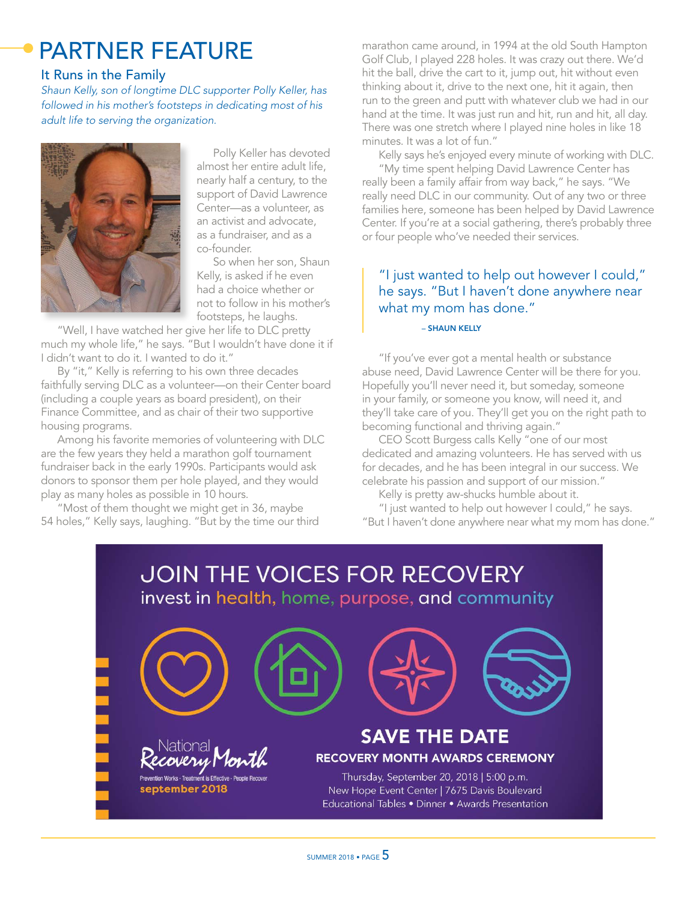# PARTNER FEATURE

## It Runs in the Family

*Shaun Kelly, son of longtime DLC supporter Polly Keller, has followed in his mother's footsteps in dedicating most of his adult life to serving the organization.*

Polly Keller has devoted almost her entire adult life, nearly half a century, to the support of David Lawrence Center—as a volunteer, as an activist and advocate, as a fundraiser, and as a co-founder.

So when her son, Shaun Kelly, is asked if he even had a choice whether or not to follow in his mother's footsteps, he laughs.

"Well, I have watched her give her life to DLC pretty much my whole life," he says. "But I wouldn't have done it if I didn't want to do it. I wanted to do it."

By "it," Kelly is referring to his own three decades faithfully serving DLC as a volunteer—on their Center board (including a couple years as board president), on their Finance Committee, and as chair of their two supportive housing programs.

Among his favorite memories of volunteering with DLC are the few years they held a marathon golf tournament fundraiser back in the early 1990s. Participants would ask donors to sponsor them per hole played, and they would play as many holes as possible in 10 hours.

"Most of them thought we might get in 36, maybe 54 holes," Kelly says, laughing. "But by the time our third marathon came around, in 1994 at the old South Hampton Golf Club, I played 228 holes. It was crazy out there. We'd hit the ball, drive the cart to it, jump out, hit without even thinking about it, drive to the next one, hit it again, then run to the green and putt with whatever club we had in our hand at the time. It was just run and hit, run and hit, all day. There was one stretch where I played nine holes in like 18 minutes. It was a lot of fun."

Kelly says he's enjoyed every minute of working with DLC.

"My time spent helping David Lawrence Center has really been a family affair from way back," he says. "We really need DLC in our community. Out of any two or three families here, someone has been helped by David Lawrence Center. If you're at a social gathering, there's probably three or four people who've needed their services.

> "I just wanted to help out however I could," he says. "But I haven't done anywhere near what my mom has done."
>
> – SHAUN KELLY

"If you've ever got a mental health or substance abuse need, David Lawrence Center will be there for you. Hopefully you'll never need it, but someday, someone in your family, or someone you know, will need it, and they'll take care of you. They'll get you on the right path to becoming functional and thriving again."

CEO Scott Burgess calls Kelly "one of our most dedicated and amazing volunteers. He has served with us for decades, and he has been integral in our success. We celebrate his passion and support of our mission."

Kelly is pretty aw-shucks humble about it.

"I just wanted to help out however I could," he says. "But I haven't done anywhere near what my mom has done."

## JOIN THE VOICES FOR RECOVERY

invest in health, home, purpose, and community

National Recovery Month
Prevention Works · Treatment is Effective · People Recover
september 2018

### SAVE THE DATE

**RECOVERY MONTH AWARDS CEREMONY**

Thursday, September 20, 2018 | 5:00 p.m.
New Hope Event Center | 7675 Davis Boulevard
Educational Tables • Dinner • Awards Presentation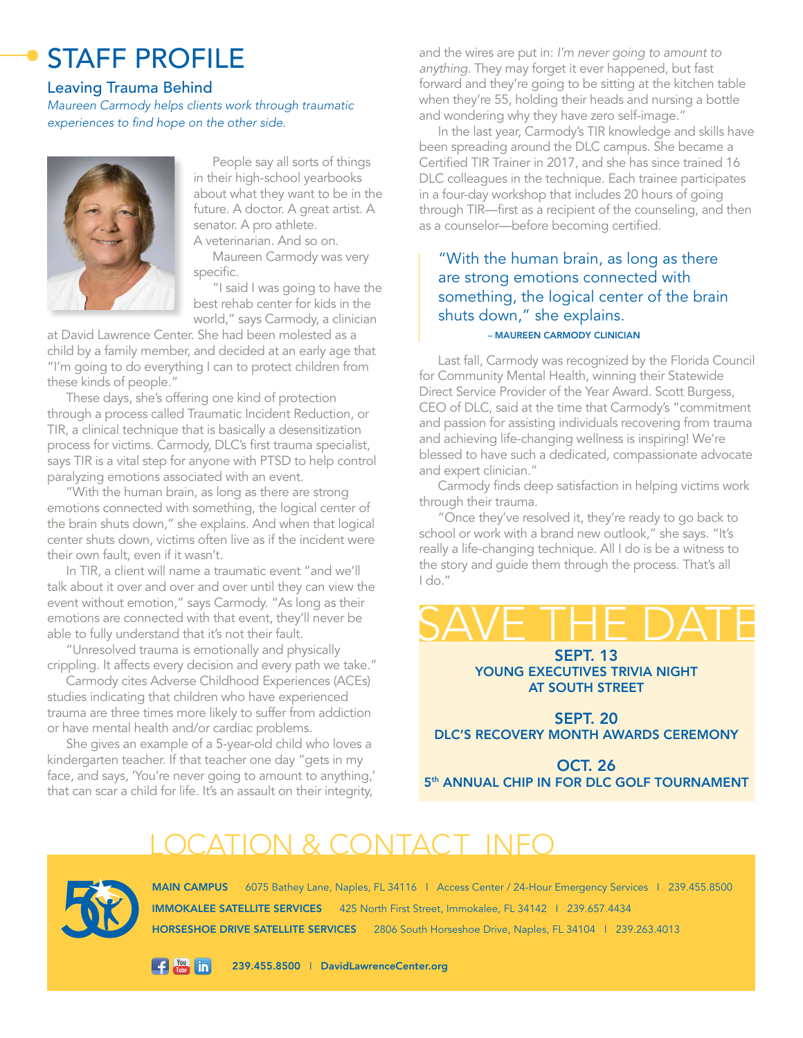# STAFF PROFILE

## Leaving Trauma Behind

*Maureen Carmody helps clients work through traumatic experiences to find hope on the other side.*

People say all sorts of things in their high-school yearbooks about what they want to be in the future. A doctor. A great artist. A senator. A pro athlete. A veterinarian. And so on.

Maureen Carmody was very specific.

"I said I was going to have the best rehab center for kids in the world," says Carmody, a clinician at David Lawrence Center. She had been molested as a child by a family member, and decided at an early age that "I'm going to do everything I can to protect children from these kinds of people."

These days, she's offering one kind of protection through a process called Traumatic Incident Reduction, or TIR, a clinical technique that is basically a desensitization process for victims. Carmody, DLC's first trauma specialist, says TIR is a vital step for anyone with PTSD to help control paralyzing emotions associated with an event.

"With the human brain, as long as there are strong emotions connected with something, the logical center of the brain shuts down," she explains. And when that logical center shuts down, victims often live as if the incident were their own fault, even if it wasn't.

In TIR, a client will name a traumatic event "and we'll talk about it over and over and over until they can view the event without emotion," says Carmody. "As long as their emotions are connected with that event, they'll never be able to fully understand that it's not their fault.

"Unresolved trauma is emotionally and physically crippling. It affects every decision and every path we take."

Carmody cites Adverse Childhood Experiences (ACEs) studies indicating that children who have experienced trauma are three times more likely to suffer from addiction or have mental health and/or cardiac problems.

She gives an example of a 5-year-old child who loves a kindergarten teacher. If that teacher one day "gets in my face, and says, 'You're never going to amount to anything,' that can scar a child for life. It's an assault on their integrity, and the wires are put in: *I'm never going to amount to anything.* They may forget it ever happened, but fast forward and they're going to be sitting at the kitchen table when they're 55, holding their heads and nursing a bottle and wondering why they have zero self-image."

In the last year, Carmody's TIR knowledge and skills have been spreading around the DLC campus. She became a Certified TIR Trainer in 2017, and she has since trained 16 DLC colleagues in the technique. Each trainee participates in a four-day workshop that includes 20 hours of going through TIR—first as a recipient of the counseling, and then as a counselor—before becoming certified.

> "With the human brain, as long as there are strong emotions connected with something, the logical center of the brain shuts down," she explains.
>
> – MAUREEN CARMODY CLINICIAN

Last fall, Carmody was recognized by the Florida Council for Community Mental Health, winning their Statewide Direct Service Provider of the Year Award. Scott Burgess, CEO of DLC, said at the time that Carmody's "commitment and passion for assisting individuals recovering from trauma and achieving life-changing wellness is inspiring! We're blessed to have such a dedicated, compassionate advocate and expert clinician."

Carmody finds deep satisfaction in helping victims work through their trauma.

"Once they've resolved it, they're ready to go back to school or work with a brand new outlook," she says. "It's really a life-changing technique. All I do is be a witness to the story and guide them through the process. That's all I do."

# SAVE THE DATE

**SEPT. 13**
**YOUNG EXECUTIVES TRIVIA NIGHT AT SOUTH STREET**

**SEPT. 20**
**DLC'S RECOVERY MONTH AWARDS CEREMONY**

**OCT. 26**
**5th ANNUAL CHIP IN FOR DLC GOLF TOURNAMENT**

# LOCATION & CONTACT INFO

**MAIN CAMPUS** 6075 Bathey Lane, Naples, FL 34116 | Access Center / 24-Hour Emergency Services | 239.455.8500

**IMMOKALEE SATELLITE SERVICES** 425 North First Street, Immokalee, FL 34142 | 239.657.4434

**HORSESHOE DRIVE SATELLITE SERVICES** 2806 South Horseshoe Drive, Naples, FL 34104 | 239.263.4013

**239.455.8500** | **DavidLawrenceCenter.org**